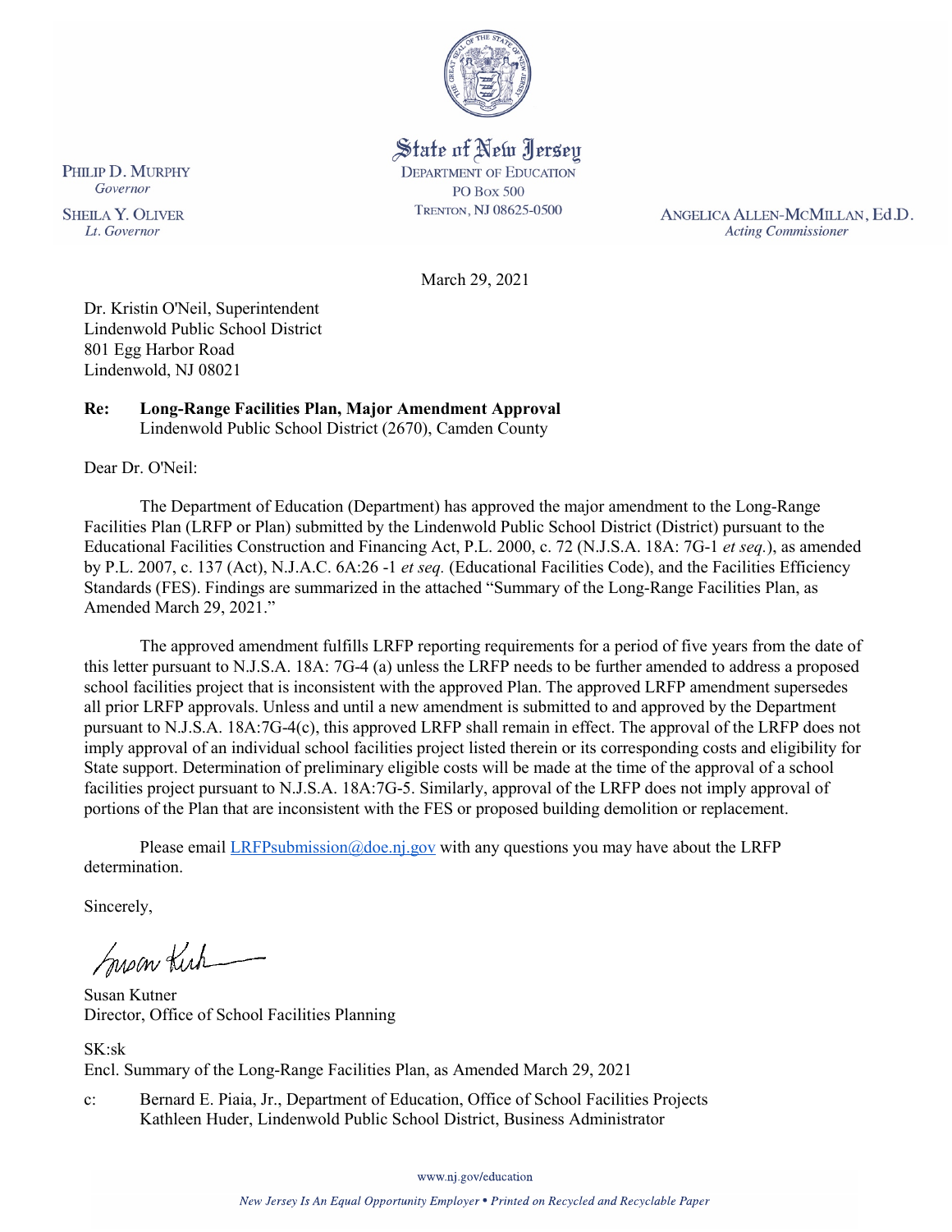State of New Jersey
DEPARTMENT OF EDUCATION
PO BOX 500
TRENTON, NJ 08625-0500

PHILIP D. MURPHY
*Governor*

SHEILA Y. OLIVER
*Lt. Governor*

ANGELICA ALLEN-MCMILLAN, Ed.D.
*Acting Commissioner*

March 29, 2021

Dr. Kristin O'Neil, Superintendent
Lindenwold Public School District
801 Egg Harbor Road
Lindenwold, NJ 08021

**Re: Long-Range Facilities Plan, Major Amendment Approval**
Lindenwold Public School District (2670), Camden County

Dear Dr. O'Neil:

The Department of Education (Department) has approved the major amendment to the Long-Range Facilities Plan (LRFP or Plan) submitted by the Lindenwold Public School District (District) pursuant to the Educational Facilities Construction and Financing Act, P.L. 2000, c. 72 (N.J.S.A. 18A: 7G-1 *et seq.*), as amended by P.L. 2007, c. 137 (Act), N.J.A.C. 6A:26 -1 *et seq.* (Educational Facilities Code), and the Facilities Efficiency Standards (FES). Findings are summarized in the attached "Summary of the Long-Range Facilities Plan, as Amended March 29, 2021."

The approved amendment fulfills LRFP reporting requirements for a period of five years from the date of this letter pursuant to N.J.S.A. 18A: 7G-4 (a) unless the LRFP needs to be further amended to address a proposed school facilities project that is inconsistent with the approved Plan. The approved LRFP amendment supersedes all prior LRFP approvals. Unless and until a new amendment is submitted to and approved by the Department pursuant to N.J.S.A. 18A:7G-4(c), this approved LRFP shall remain in effect. The approval of the LRFP does not imply approval of an individual school facilities project listed therein or its corresponding costs and eligibility for State support. Determination of preliminary eligible costs will be made at the time of the approval of a school facilities project pursuant to N.J.S.A. 18A:7G-5. Similarly, approval of the LRFP does not imply approval of portions of the Plan that are inconsistent with the FES or proposed building demolition or replacement.

Please email LRFPsubmission@doe.nj.gov with any questions you may have about the LRFP determination.

Sincerely,

Susan Kutner
Director, Office of School Facilities Planning

SK:sk
Encl. Summary of the Long-Range Facilities Plan, as Amended March 29, 2021

c: Bernard E. Piaia, Jr., Department of Education, Office of School Facilities Projects
Kathleen Huder, Lindenwold Public School District, Business Administrator

www.nj.gov/education

*New Jersey Is An Equal Opportunity Employer • Printed on Recycled and Recyclable Paper*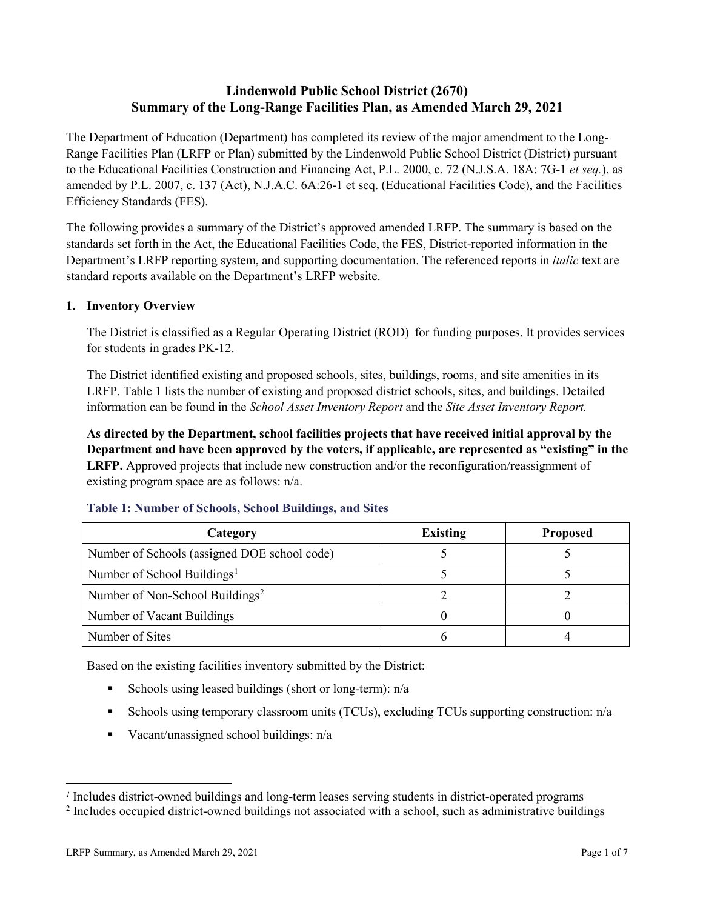# Lindenwold Public School District (2670)
# Summary of the Long-Range Facilities Plan, as Amended March 29, 2021

The Department of Education (Department) has completed its review of the major amendment to the Long-Range Facilities Plan (LRFP or Plan) submitted by the Lindenwold Public School District (District) pursuant to the Educational Facilities Construction and Financing Act, P.L. 2000, c. 72 (N.J.S.A. 18A: 7G-1 *et seq.*), as amended by P.L. 2007, c. 137 (Act), N.J.A.C. 6A:26-1 et seq. (Educational Facilities Code), and the Facilities Efficiency Standards (FES).

The following provides a summary of the District's approved amended LRFP. The summary is based on the standards set forth in the Act, the Educational Facilities Code, the FES, District-reported information in the Department's LRFP reporting system, and supporting documentation. The referenced reports in *italic* text are standard reports available on the Department's LRFP website.

## 1. Inventory Overview

The District is classified as a Regular Operating District (ROD) for funding purposes. It provides services for students in grades PK-12.

The District identified existing and proposed schools, sites, buildings, rooms, and site amenities in its LRFP. Table 1 lists the number of existing and proposed district schools, sites, and buildings. Detailed information can be found in the *School Asset Inventory Report* and the *Site Asset Inventory Report.*

**As directed by the Department, school facilities projects that have received initial approval by the Department and have been approved by the voters, if applicable, are represented as "existing" in the LRFP.** Approved projects that include new construction and/or the reconfiguration/reassignment of existing program space are as follows: n/a.

### Table 1: Number of Schools, School Buildings, and Sites

| Category | Existing | Proposed |
|---|---|---|
| Number of Schools (assigned DOE school code) | 5 | 5 |
| Number of School Buildings[1] | 5 | 5 |
| Number of Non-School Buildings[2] | 2 | 2 |
| Number of Vacant Buildings | 0 | 0 |
| Number of Sites | 6 | 4 |

Based on the existing facilities inventory submitted by the District:

- Schools using leased buildings (short or long-term): n/a
- Schools using temporary classroom units (TCUs), excluding TCUs supporting construction: n/a
- Vacant/unassigned school buildings: n/a

---

[1] Includes district-owned buildings and long-term leases serving students in district-operated programs

[2] Includes occupied district-owned buildings not associated with a school, such as administrative buildings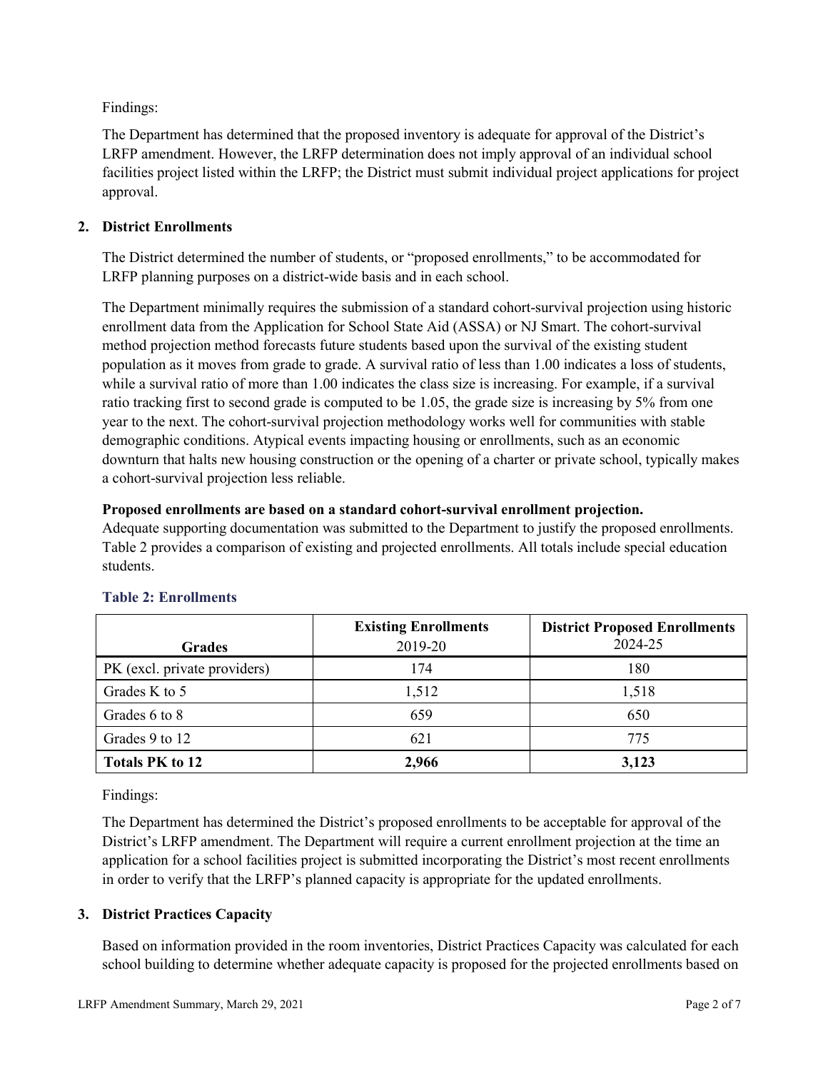Findings:

The Department has determined that the proposed inventory is adequate for approval of the District's LRFP amendment. However, the LRFP determination does not imply approval of an individual school facilities project listed within the LRFP; the District must submit individual project applications for project approval.

## 2. District Enrollments

The District determined the number of students, or "proposed enrollments," to be accommodated for LRFP planning purposes on a district-wide basis and in each school.

The Department minimally requires the submission of a standard cohort-survival projection using historic enrollment data from the Application for School State Aid (ASSA) or NJ Smart. The cohort-survival method projection method forecasts future students based upon the survival of the existing student population as it moves from grade to grade. A survival ratio of less than 1.00 indicates a loss of students, while a survival ratio of more than 1.00 indicates the class size is increasing. For example, if a survival ratio tracking first to second grade is computed to be 1.05, the grade size is increasing by 5% from one year to the next. The cohort-survival projection methodology works well for communities with stable demographic conditions. Atypical events impacting housing or enrollments, such as an economic downturn that halts new housing construction or the opening of a charter or private school, typically makes a cohort-survival projection less reliable.

**Proposed enrollments are based on a standard cohort-survival enrollment projection.**
Adequate supporting documentation was submitted to the Department to justify the proposed enrollments. Table 2 provides a comparison of existing and projected enrollments. All totals include special education students.

### Table 2: Enrollments

| Grades | **Existing Enrollments** 2019-20 | **District Proposed Enrollments** 2024-25 |
|---|---|---|
| PK (excl. private providers) | 174 | 180 |
| Grades K to 5 | 1,512 | 1,518 |
| Grades 6 to 8 | 659 | 650 |
| Grades 9 to 12 | 621 | 775 |
| **Totals PK to 12** | **2,966** | **3,123** |

Findings:

The Department has determined the District's proposed enrollments to be acceptable for approval of the District's LRFP amendment. The Department will require a current enrollment projection at the time an application for a school facilities project is submitted incorporating the District's most recent enrollments in order to verify that the LRFP's planned capacity is appropriate for the updated enrollments.

## 3. District Practices Capacity

Based on information provided in the room inventories, District Practices Capacity was calculated for each school building to determine whether adequate capacity is proposed for the projected enrollments based on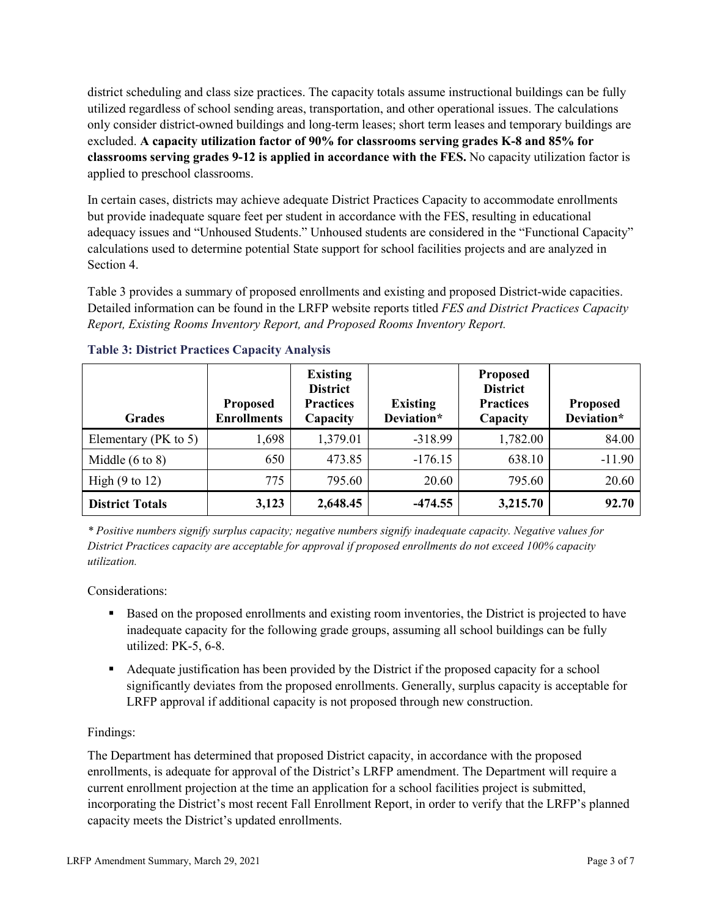district scheduling and class size practices. The capacity totals assume instructional buildings can be fully utilized regardless of school sending areas, transportation, and other operational issues. The calculations only consider district-owned buildings and long-term leases; short term leases and temporary buildings are excluded. **A capacity utilization factor of 90% for classrooms serving grades K-8 and 85% for classrooms serving grades 9-12 is applied in accordance with the FES.** No capacity utilization factor is applied to preschool classrooms.

In certain cases, districts may achieve adequate District Practices Capacity to accommodate enrollments but provide inadequate square feet per student in accordance with the FES, resulting in educational adequacy issues and "Unhoused Students." Unhoused students are considered in the "Functional Capacity" calculations used to determine potential State support for school facilities projects and are analyzed in Section 4.

Table 3 provides a summary of proposed enrollments and existing and proposed District-wide capacities. Detailed information can be found in the LRFP website reports titled *FES and District Practices Capacity Report, Existing Rooms Inventory Report, and Proposed Rooms Inventory Report.*

### Table 3: District Practices Capacity Analysis

| Grades | Proposed Enrollments | Existing District Practices Capacity | Existing Deviation* | Proposed District Practices Capacity | Proposed Deviation* |
|---|---|---|---|---|---|
| Elementary (PK to 5) | 1,698 | 1,379.01 | -318.99 | 1,782.00 | 84.00 |
| Middle (6 to 8) | 650 | 473.85 | -176.15 | 638.10 | -11.90 |
| High (9 to 12) | 775 | 795.60 | 20.60 | 795.60 | 20.60 |
| **District Totals** | **3,123** | **2,648.45** | **-474.55** | **3,215.70** | **92.70** |

*\* Positive numbers signify surplus capacity; negative numbers signify inadequate capacity. Negative values for District Practices capacity are acceptable for approval if proposed enrollments do not exceed 100% capacity utilization.*

Considerations:

- Based on the proposed enrollments and existing room inventories, the District is projected to have inadequate capacity for the following grade groups, assuming all school buildings can be fully utilized: PK-5, 6-8.
- Adequate justification has been provided by the District if the proposed capacity for a school significantly deviates from the proposed enrollments. Generally, surplus capacity is acceptable for LRFP approval if additional capacity is not proposed through new construction.

Findings:

The Department has determined that proposed District capacity, in accordance with the proposed enrollments, is adequate for approval of the District's LRFP amendment. The Department will require a current enrollment projection at the time an application for a school facilities project is submitted, incorporating the District's most recent Fall Enrollment Report, in order to verify that the LRFP's planned capacity meets the District's updated enrollments.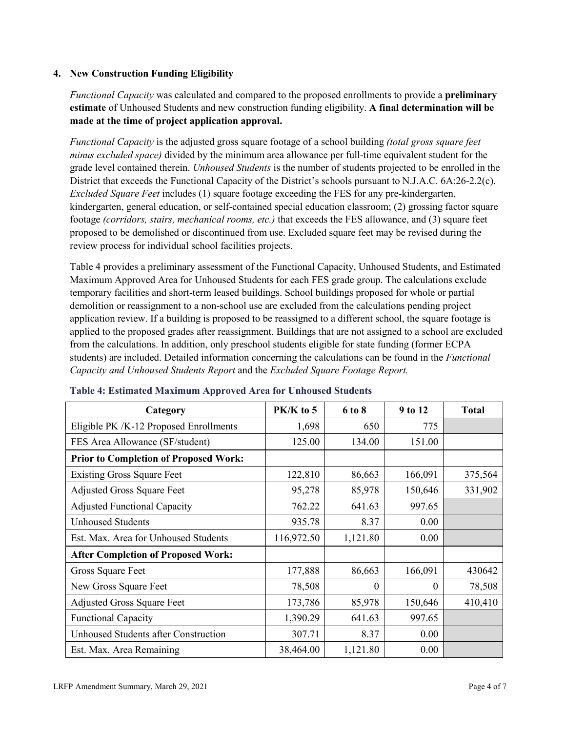### 4. New Construction Funding Eligibility

*Functional Capacity* was calculated and compared to the proposed enrollments to provide a **preliminary estimate** of Unhoused Students and new construction funding eligibility. **A final determination will be made at the time of project application approval.**

*Functional Capacity* is the adjusted gross square footage of a school building *(total gross square feet minus excluded space)* divided by the minimum area allowance per full-time equivalent student for the grade level contained therein. *Unhoused Students* is the number of students projected to be enrolled in the District that exceeds the Functional Capacity of the District's schools pursuant to N.J.A.C. 6A:26-2.2(c). *Excluded Square Feet* includes (1) square footage exceeding the FES for any pre-kindergarten, kindergarten, general education, or self-contained special education classroom; (2) grossing factor square footage *(corridors, stairs, mechanical rooms, etc.)* that exceeds the FES allowance, and (3) square feet proposed to be demolished or discontinued from use. Excluded square feet may be revised during the review process for individual school facilities projects.

Table 4 provides a preliminary assessment of the Functional Capacity, Unhoused Students, and Estimated Maximum Approved Area for Unhoused Students for each FES grade group. The calculations exclude temporary facilities and short-term leased buildings. School buildings proposed for whole or partial demolition or reassignment to a non-school use are excluded from the calculations pending project application review. If a building is proposed to be reassigned to a different school, the square footage is applied to the proposed grades after reassignment. Buildings that are not assigned to a school are excluded from the calculations. In addition, only preschool students eligible for state funding (former ECPA students) are included. Detailed information concerning the calculations can be found in the *Functional Capacity and Unhoused Students Report* and the *Excluded Square Footage Report.*

**Table 4: Estimated Maximum Approved Area for Unhoused Students**

| Category | PK/K to 5 | 6 to 8 | 9 to 12 | Total |
|---|---|---|---|---|
| Eligible PK /K-12 Proposed Enrollments | 1,698 | 650 | 775 | |
| FES Area Allowance (SF/student) | 125.00 | 134.00 | 151.00 | |
| **Prior to Completion of Proposed Work:** | | | | |
| Existing Gross Square Feet | 122,810 | 86,663 | 166,091 | 375,564 |
| Adjusted Gross Square Feet | 95,278 | 85,978 | 150,646 | 331,902 |
| Adjusted Functional Capacity | 762.22 | 641.63 | 997.65 | |
| Unhoused Students | 935.78 | 8.37 | 0.00 | |
| Est. Max. Area for Unhoused Students | 116,972.50 | 1,121.80 | 0.00 | |
| **After Completion of Proposed Work:** | | | | |
| Gross Square Feet | 177,888 | 86,663 | 166,091 | 430642 |
| New Gross Square Feet | 78,508 | 0 | 0 | 78,508 |
| Adjusted Gross Square Feet | 173,786 | 85,978 | 150,646 | 410,410 |
| Functional Capacity | 1,390.29 | 641.63 | 997.65 | |
| Unhoused Students after Construction | 307.71 | 8.37 | 0.00 | |
| Est. Max. Area Remaining | 38,464.00 | 1,121.80 | 0.00 | |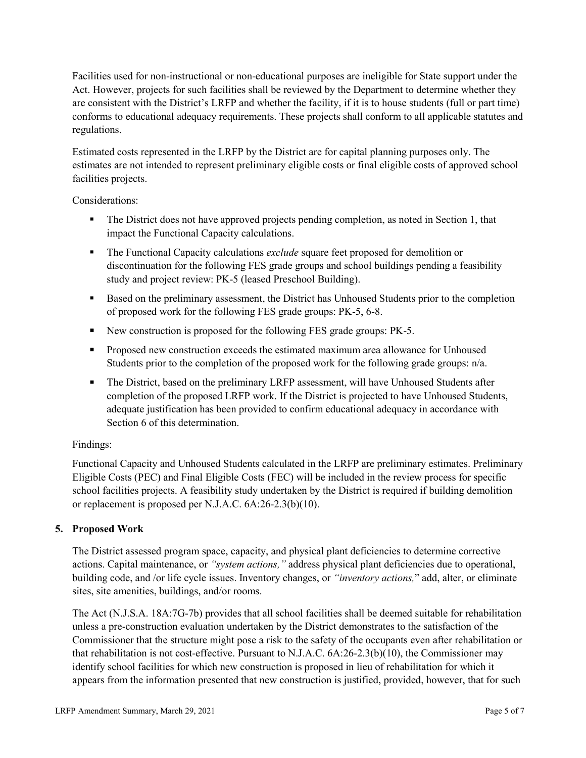Facilities used for non-instructional or non-educational purposes are ineligible for State support under the Act. However, projects for such facilities shall be reviewed by the Department to determine whether they are consistent with the District's LRFP and whether the facility, if it is to house students (full or part time) conforms to educational adequacy requirements. These projects shall conform to all applicable statutes and regulations.

Estimated costs represented in the LRFP by the District are for capital planning purposes only. The estimates are not intended to represent preliminary eligible costs or final eligible costs of approved school facilities projects.

Considerations:

- The District does not have approved projects pending completion, as noted in Section 1, that impact the Functional Capacity calculations.
- The Functional Capacity calculations *exclude* square feet proposed for demolition or discontinuation for the following FES grade groups and school buildings pending a feasibility study and project review: PK-5 (leased Preschool Building).
- Based on the preliminary assessment, the District has Unhoused Students prior to the completion of proposed work for the following FES grade groups: PK-5, 6-8.
- New construction is proposed for the following FES grade groups: PK-5.
- Proposed new construction exceeds the estimated maximum area allowance for Unhoused Students prior to the completion of the proposed work for the following grade groups: n/a.
- The District, based on the preliminary LRFP assessment, will have Unhoused Students after completion of the proposed LRFP work. If the District is projected to have Unhoused Students, adequate justification has been provided to confirm educational adequacy in accordance with Section 6 of this determination.

Findings:

Functional Capacity and Unhoused Students calculated in the LRFP are preliminary estimates. Preliminary Eligible Costs (PEC) and Final Eligible Costs (FEC) will be included in the review process for specific school facilities projects. A feasibility study undertaken by the District is required if building demolition or replacement is proposed per N.J.A.C. 6A:26-2.3(b)(10).

## 5. Proposed Work

The District assessed program space, capacity, and physical plant deficiencies to determine corrective actions. Capital maintenance, or *"system actions,"* address physical plant deficiencies due to operational, building code, and /or life cycle issues. Inventory changes, or *"inventory actions,"* add, alter, or eliminate sites, site amenities, buildings, and/or rooms.

The Act (N.J.S.A. 18A:7G-7b) provides that all school facilities shall be deemed suitable for rehabilitation unless a pre-construction evaluation undertaken by the District demonstrates to the satisfaction of the Commissioner that the structure might pose a risk to the safety of the occupants even after rehabilitation or that rehabilitation is not cost-effective. Pursuant to N.J.A.C. 6A:26-2.3(b)(10), the Commissioner may identify school facilities for which new construction is proposed in lieu of rehabilitation for which it appears from the information presented that new construction is justified, provided, however, that for such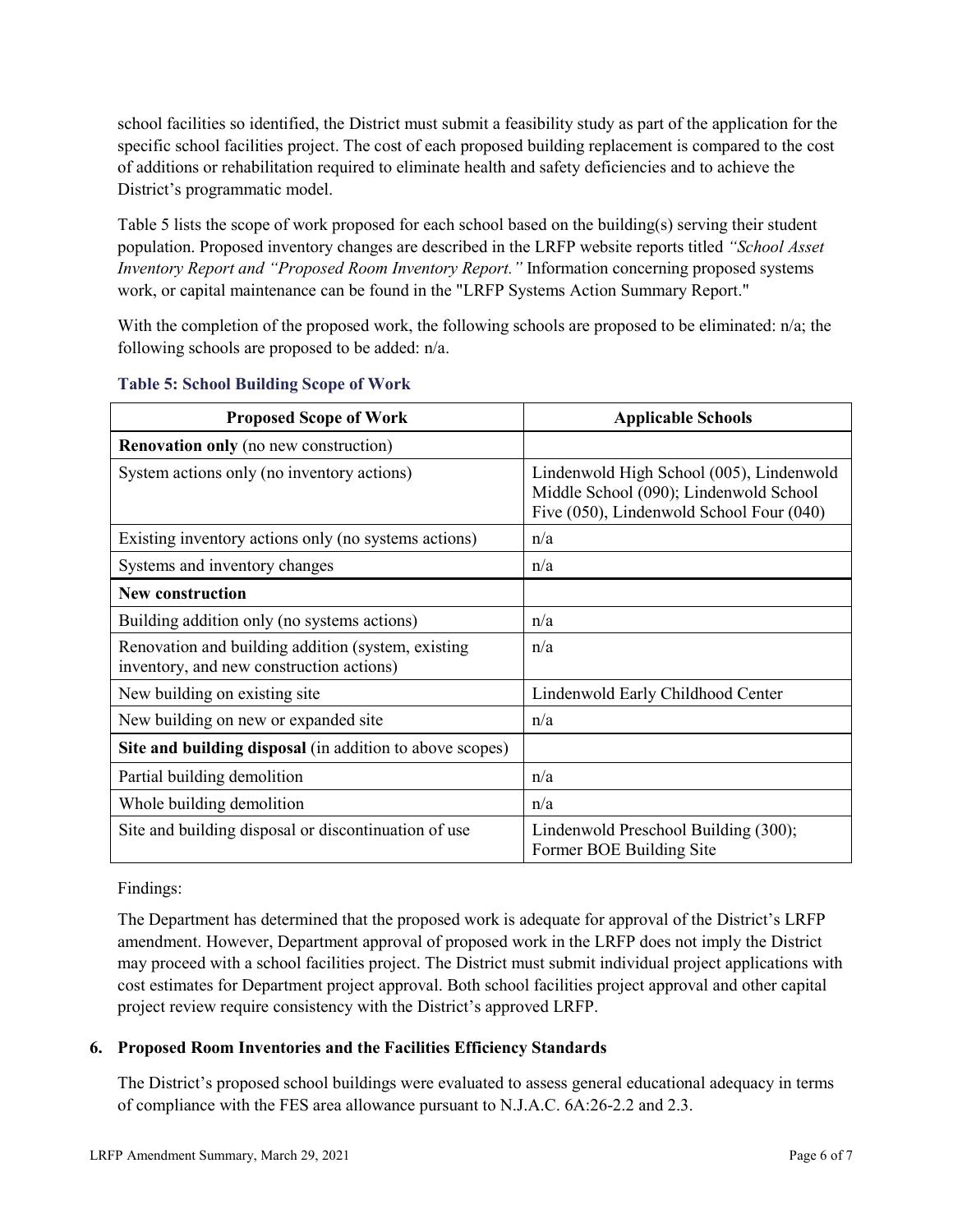school facilities so identified, the District must submit a feasibility study as part of the application for the specific school facilities project. The cost of each proposed building replacement is compared to the cost of additions or rehabilitation required to eliminate health and safety deficiencies and to achieve the District's programmatic model.

Table 5 lists the scope of work proposed for each school based on the building(s) serving their student population. Proposed inventory changes are described in the LRFP website reports titled *"School Asset Inventory Report and "Proposed Room Inventory Report."* Information concerning proposed systems work, or capital maintenance can be found in the "LRFP Systems Action Summary Report."

With the completion of the proposed work, the following schools are proposed to be eliminated: n/a; the following schools are proposed to be added: n/a.

**Table 5: School Building Scope of Work**

| Proposed Scope of Work | Applicable Schools |
|---|---|
| **Renovation only** (no new construction) | |
| System actions only (no inventory actions) | Lindenwold High School (005), Lindenwold Middle School (090); Lindenwold School Five (050), Lindenwold School Four (040) |
| Existing inventory actions only (no systems actions) | n/a |
| Systems and inventory changes | n/a |
| **New construction** | |
| Building addition only (no systems actions) | n/a |
| Renovation and building addition (system, existing inventory, and new construction actions) | n/a |
| New building on existing site | Lindenwold Early Childhood Center |
| New building on new or expanded site | n/a |
| **Site and building disposal** (in addition to above scopes) | |
| Partial building demolition | n/a |
| Whole building demolition | n/a |
| Site and building disposal or discontinuation of use | Lindenwold Preschool Building (300); Former BOE Building Site |

Findings:

The Department has determined that the proposed work is adequate for approval of the District's LRFP amendment. However, Department approval of proposed work in the LRFP does not imply the District may proceed with a school facilities project. The District must submit individual project applications with cost estimates for Department project approval. Both school facilities project approval and other capital project review require consistency with the District's approved LRFP.

## 6. Proposed Room Inventories and the Facilities Efficiency Standards

The District's proposed school buildings were evaluated to assess general educational adequacy in terms of compliance with the FES area allowance pursuant to N.J.A.C. 6A:26-2.2 and 2.3.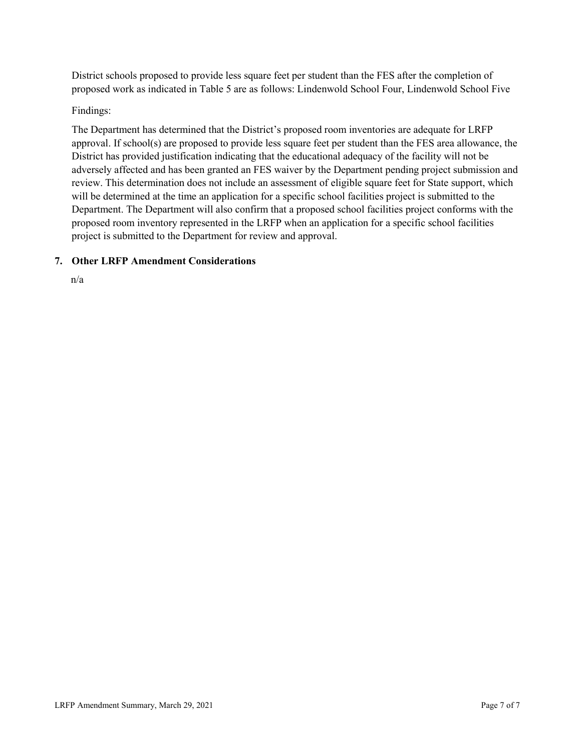District schools proposed to provide less square feet per student than the FES after the completion of proposed work as indicated in Table 5 are as follows: Lindenwold School Four, Lindenwold School Five

Findings:

The Department has determined that the District's proposed room inventories are adequate for LRFP approval. If school(s) are proposed to provide less square feet per student than the FES area allowance, the District has provided justification indicating that the educational adequacy of the facility will not be adversely affected and has been granted an FES waiver by the Department pending project submission and review. This determination does not include an assessment of eligible square feet for State support, which will be determined at the time an application for a specific school facilities project is submitted to the Department. The Department will also confirm that a proposed school facilities project conforms with the proposed room inventory represented in the LRFP when an application for a specific school facilities project is submitted to the Department for review and approval.

## 7. Other LRFP Amendment Considerations

n/a